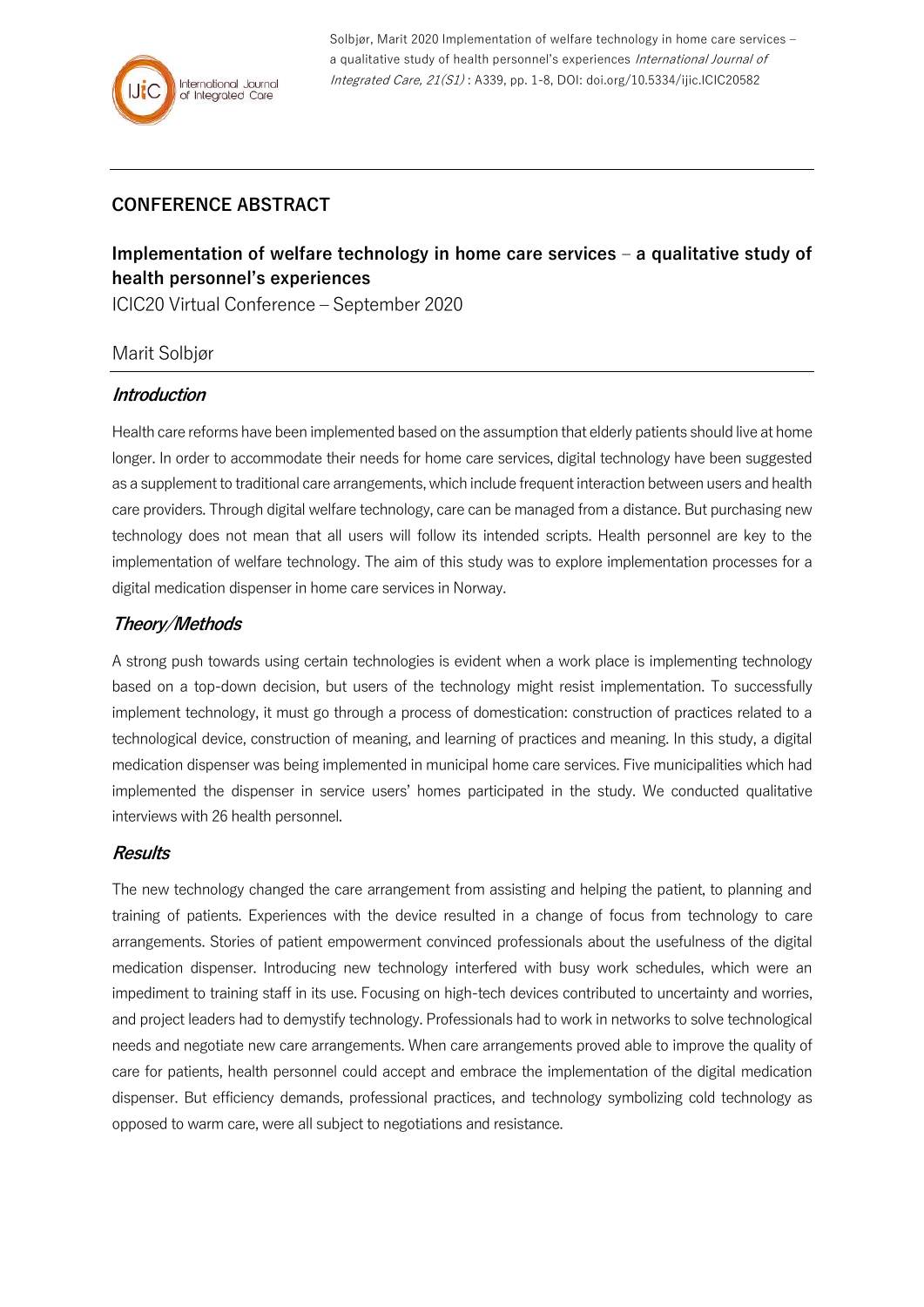## CONFERENCE ABSTRACT

# Implementation of welfare technology in home care services – a qualitative study of health personnel's experiences

ICIC20 Virtual Conference – September 2020

Marit Solbjør

### *Introduction*

Health care reforms have been implemented based on the assumption that elderly patients should live at home longer. In order to accommodate their needs for home care services, digital technology have been suggested as a supplement to traditional care arrangements, which include frequent interaction between users and health care providers. Through digital welfare technology, care can be managed from a distance. But purchasing new technology does not mean that all users will follow its intended scripts. Health personnel are key to the implementation of welfare technology. The aim of this study was to explore implementation processes for a digital medication dispenser in home care services in Norway.

### *Theory/Methods*

A strong push towards using certain technologies is evident when a work place is implementing technology based on a top-down decision, but users of the technology might resist implementation. To successfully implement technology, it must go through a process of domestication: construction of practices related to a technological device, construction of meaning, and learning of practices and meaning. In this study, a digital medication dispenser was being implemented in municipal home care services. Five municipalities which had implemented the dispenser in service users' homes participated in the study. We conducted qualitative interviews with 26 health personnel.

### *Results*

The new technology changed the care arrangement from assisting and helping the patient, to planning and training of patients. Experiences with the device resulted in a change of focus from technology to care arrangements. Stories of patient empowerment convinced professionals about the usefulness of the digital medication dispenser. Introducing new technology interfered with busy work schedules, which were an impediment to training staff in its use. Focusing on high-tech devices contributed to uncertainty and worries, and project leaders had to demystify technology. Professionals had to work in networks to solve technological needs and negotiate new care arrangements. When care arrangements proved able to improve the quality of care for patients, health personnel could accept and embrace the implementation of the digital medication dispenser. But efficiency demands, professional practices, and technology symbolizing cold technology as opposed to warm care, were all subject to negotiations and resistance.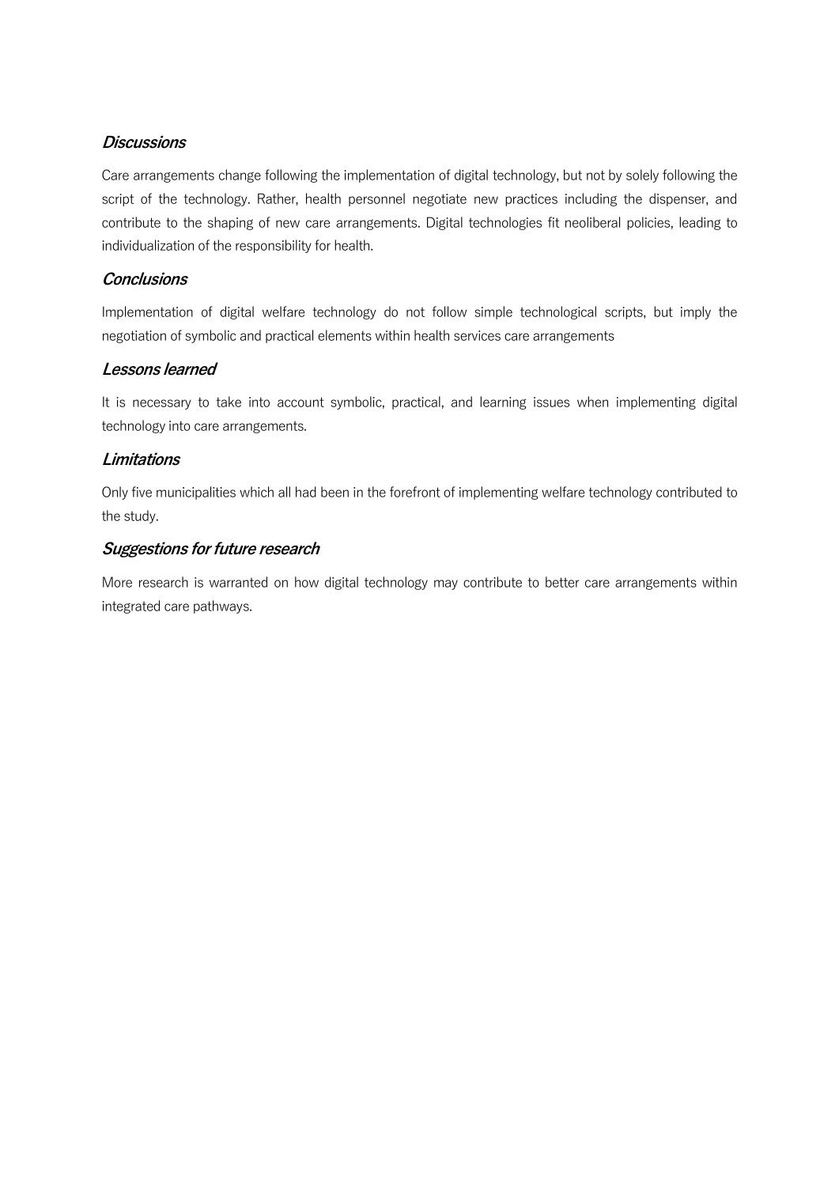### *Discussions*

Care arrangements change following the implementation of digital technology, but not by solely following the script of the technology. Rather, health personnel negotiate new practices including the dispenser, and contribute to the shaping of new care arrangements. Digital technologies fit neoliberal policies, leading to individualization of the responsibility for health.

### *Conclusions*

Implementation of digital welfare technology do not follow simple technological scripts, but imply the negotiation of symbolic and practical elements within health services care arrangements

### *Lessons learned*

It is necessary to take into account symbolic, practical, and learning issues when implementing digital technology into care arrangements.

### *Limitations*

Only five municipalities which all had been in the forefront of implementing welfare technology contributed to the study.

### *Suggestions for future research*

More research is warranted on how digital technology may contribute to better care arrangements within integrated care pathways.